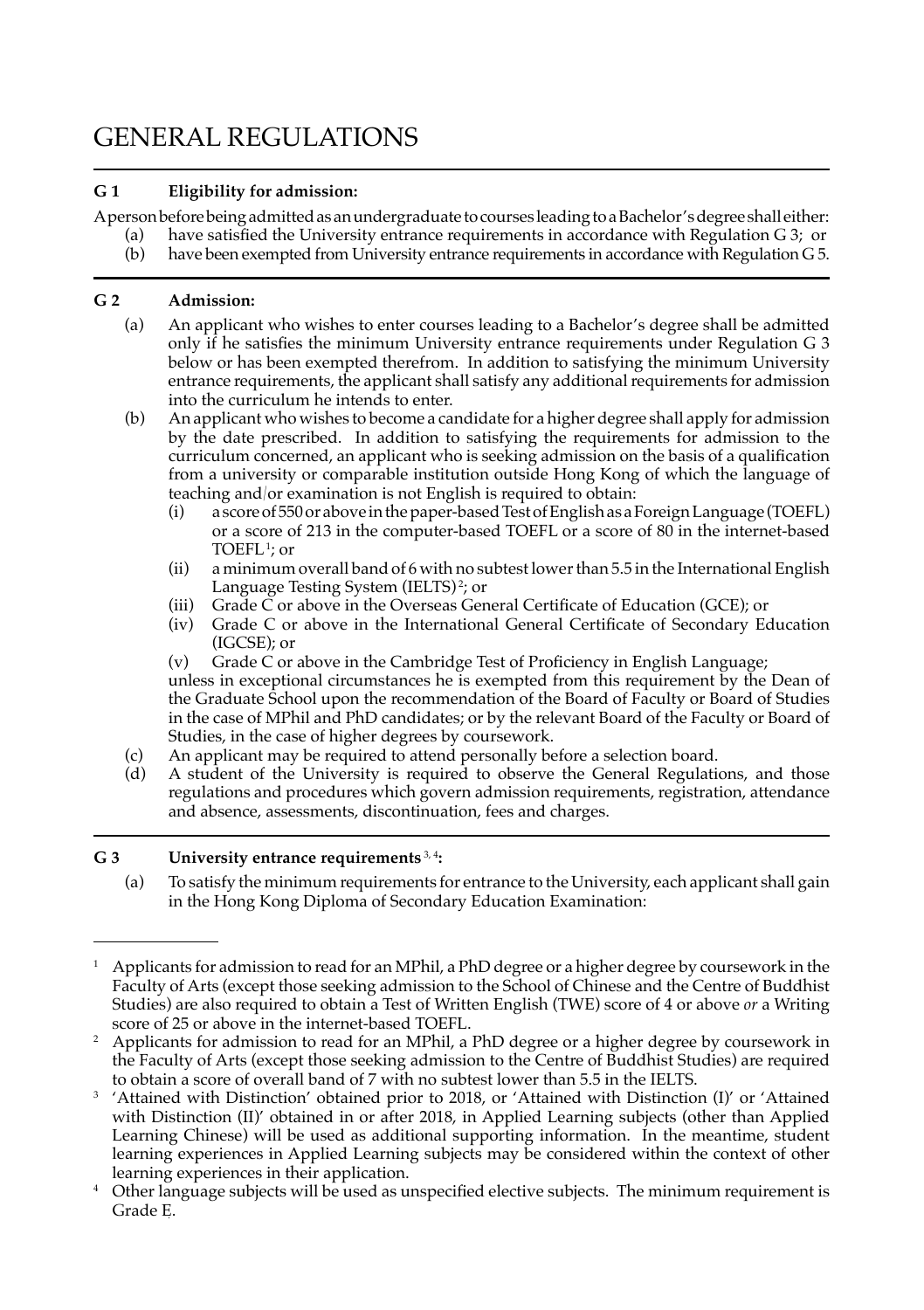# GENERAL REGULATIONS

## G 1 Eligibility for admission:

A person before being admitted as an undergraduate to courses leading to a Bachelor's degree shall either:

(a) have satisfied the University entrance requirements in accordance with Regulation G 3; or

(b) have been exempted from University entrance requirements in accordance with Regulation G 5.

## G 2 Admission:

(a) An applicant who wishes to enter courses leading to a Bachelor's degree shall be admitted only if he satisfies the minimum University entrance requirements under Regulation G 3 below or has been exempted therefrom. In addition to satisfying the minimum University entrance requirements, the applicant shall satisfy any additional requirements for admission into the curriculum he intends to enter.

(b) An applicant who wishes to become a candidate for a higher degree shall apply for admission by the date prescribed. In addition to satisfying the requirements for admission to the curriculum concerned, an applicant who is seeking admission on the basis of a qualification from a university or comparable institution outside Hong Kong of which the language of teaching and/or examination is not English is required to obtain:

   (i) a score of 550 or above in the paper-based Test of English as a Foreign Language (TOEFL) or a score of 213 in the computer-based TOEFL or a score of 80 in the internet-based TOEFL[1]; or

   (ii) a minimum overall band of 6 with no subtest lower than 5.5 in the International English Language Testing System (IELTS)[2]; or

   (iii) Grade C or above in the Overseas General Certificate of Education (GCE); or

   (iv) Grade C or above in the International General Certificate of Secondary Education (IGCSE); or

   (v) Grade C or above in the Cambridge Test of Proficiency in English Language;

   unless in exceptional circumstances he is exempted from this requirement by the Dean of the Graduate School upon the recommendation of the Board of Faculty or Board of Studies in the case of MPhil and PhD candidates; or by the relevant Board of the Faculty or Board of Studies, in the case of higher degrees by coursework.

(c) An applicant may be required to attend personally before a selection board.

(d) A student of the University is required to observe the General Regulations, and those regulations and procedures which govern admission requirements, registration, attendance and absence, assessments, discontinuation, fees and charges.

## G 3 University entrance requirements[3, 4]:

(a) To satisfy the minimum requirements for entrance to the University, each applicant shall gain in the Hong Kong Diploma of Secondary Education Examination:

---

[1] Applicants for admission to read for an MPhil, a PhD degree or a higher degree by coursework in the Faculty of Arts (except those seeking admission to the School of Chinese and the Centre of Buddhist Studies) are also required to obtain a Test of Written English (TWE) score of 4 or above *or* a Writing score of 25 or above in the internet-based TOEFL.

[2] Applicants for admission to read for an MPhil, a PhD degree or a higher degree by coursework in the Faculty of Arts (except those seeking admission to the Centre of Buddhist Studies) are required to obtain a score of overall band of 7 with no subtest lower than 5.5 in the IELTS.

[3] 'Attained with Distinction' obtained prior to 2018, or 'Attained with Distinction (I)' or 'Attained with Distinction (II)' obtained in or after 2018, in Applied Learning subjects (other than Applied Learning Chinese) will be used as additional supporting information. In the meantime, student learning experiences in Applied Learning subjects may be considered within the context of other learning experiences in their application.

[4] Other language subjects will be used as unspecified elective subjects. The minimum requirement is Grade E.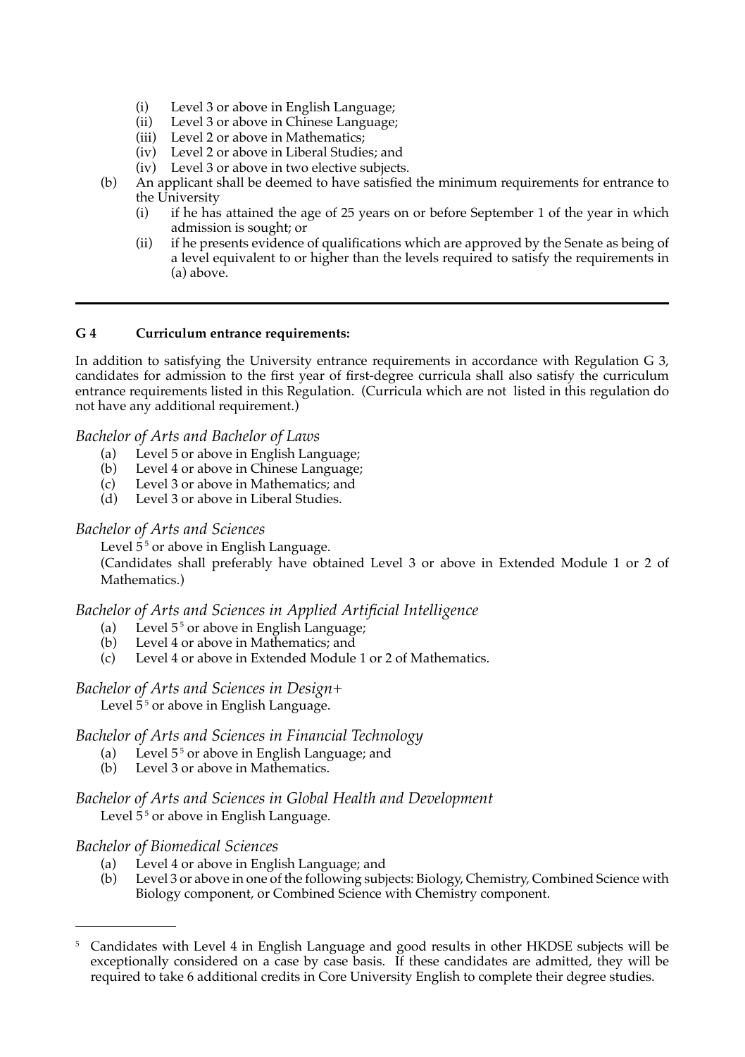(i) Level 3 or above in English Language;
(ii) Level 3 or above in Chinese Language;
(iii) Level 2 or above in Mathematics;
(iv) Level 2 or above in Liberal Studies; and
(iv) Level 3 or above in two elective subjects.

(b) An applicant shall be deemed to have satisfied the minimum requirements for entrance to the University
   (i) if he has attained the age of 25 years on or before September 1 of the year in which admission is sought; or
   (ii) if he presents evidence of qualifications which are approved by the Senate as being of a level equivalent to or higher than the levels required to satisfy the requirements in (a) above.

---

**G 4 Curriculum entrance requirements:**

In addition to satisfying the University entrance requirements in accordance with Regulation G 3, candidates for admission to the first year of first-degree curricula shall also satisfy the curriculum entrance requirements listed in this Regulation. (Curricula which are not listed in this regulation do not have any additional requirement.)

*Bachelor of Arts and Bachelor of Laws*

(a) Level 5 or above in English Language;
(b) Level 4 or above in Chinese Language;
(c) Level 3 or above in Mathematics; and
(d) Level 3 or above in Liberal Studies.

*Bachelor of Arts and Sciences*

Level 5[5] or above in English Language.
(Candidates shall preferably have obtained Level 3 or above in Extended Module 1 or 2 of Mathematics.)

*Bachelor of Arts and Sciences in Applied Artificial Intelligence*

(a) Level 5[5] or above in English Language;
(b) Level 4 or above in Mathematics; and
(c) Level 4 or above in Extended Module 1 or 2 of Mathematics.

*Bachelor of Arts and Sciences in Design+*

Level 5[5] or above in English Language.

*Bachelor of Arts and Sciences in Financial Technology*

(a) Level 5[5] or above in English Language; and
(b) Level 3 or above in Mathematics.

*Bachelor of Arts and Sciences in Global Health and Development*

Level 5[5] or above in English Language.

*Bachelor of Biomedical Sciences*

(a) Level 4 or above in English Language; and
(b) Level 3 or above in one of the following subjects: Biology, Chemistry, Combined Science with Biology component, or Combined Science with Chemistry component.

---

[5] Candidates with Level 4 in English Language and good results in other HKDSE subjects will be exceptionally considered on a case by case basis. If these candidates are admitted, they will be required to take 6 additional credits in Core University English to complete their degree studies.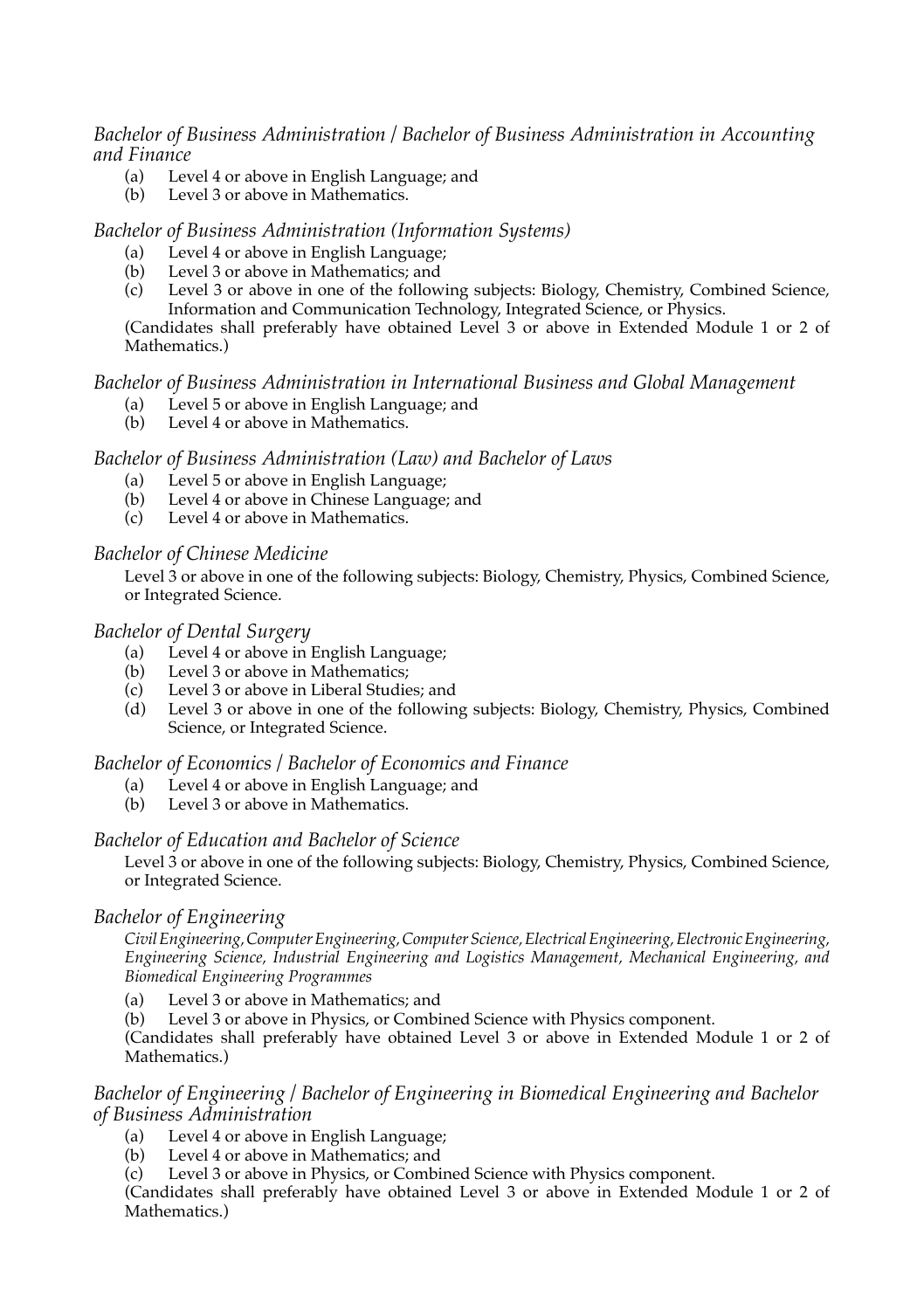*Bachelor of Business Administration / Bachelor of Business Administration in Accounting and Finance*

(a) Level 4 or above in English Language; and
(b) Level 3 or above in Mathematics.

*Bachelor of Business Administration (Information Systems)*

(a) Level 4 or above in English Language;
(b) Level 3 or above in Mathematics; and
(c) Level 3 or above in one of the following subjects: Biology, Chemistry, Combined Science, Information and Communication Technology, Integrated Science, or Physics.

(Candidates shall preferably have obtained Level 3 or above in Extended Module 1 or 2 of Mathematics.)

*Bachelor of Business Administration in International Business and Global Management*

(a) Level 5 or above in English Language; and
(b) Level 4 or above in Mathematics.

*Bachelor of Business Administration (Law) and Bachelor of Laws*

(a) Level 5 or above in English Language;
(b) Level 4 or above in Chinese Language; and
(c) Level 4 or above in Mathematics.

*Bachelor of Chinese Medicine*

Level 3 or above in one of the following subjects: Biology, Chemistry, Physics, Combined Science, or Integrated Science.

*Bachelor of Dental Surgery*

(a) Level 4 or above in English Language;
(b) Level 3 or above in Mathematics;
(c) Level 3 or above in Liberal Studies; and
(d) Level 3 or above in one of the following subjects: Biology, Chemistry, Physics, Combined Science, or Integrated Science.

*Bachelor of Economics / Bachelor of Economics and Finance*

(a) Level 4 or above in English Language; and
(b) Level 3 or above in Mathematics.

*Bachelor of Education and Bachelor of Science*

Level 3 or above in one of the following subjects: Biology, Chemistry, Physics, Combined Science, or Integrated Science.

*Bachelor of Engineering*

*Civil Engineering, Computer Engineering, Computer Science, Electrical Engineering, Electronic Engineering, Engineering Science, Industrial Engineering and Logistics Management, Mechanical Engineering, and Biomedical Engineering Programmes*

(a) Level 3 or above in Mathematics; and
(b) Level 3 or above in Physics, or Combined Science with Physics component.

(Candidates shall preferably have obtained Level 3 or above in Extended Module 1 or 2 of Mathematics.)

*Bachelor of Engineering / Bachelor of Engineering in Biomedical Engineering and Bachelor of Business Administration*

(a) Level 4 or above in English Language;
(b) Level 4 or above in Mathematics; and
(c) Level 3 or above in Physics, or Combined Science with Physics component.

(Candidates shall preferably have obtained Level 3 or above in Extended Module 1 or 2 of Mathematics.)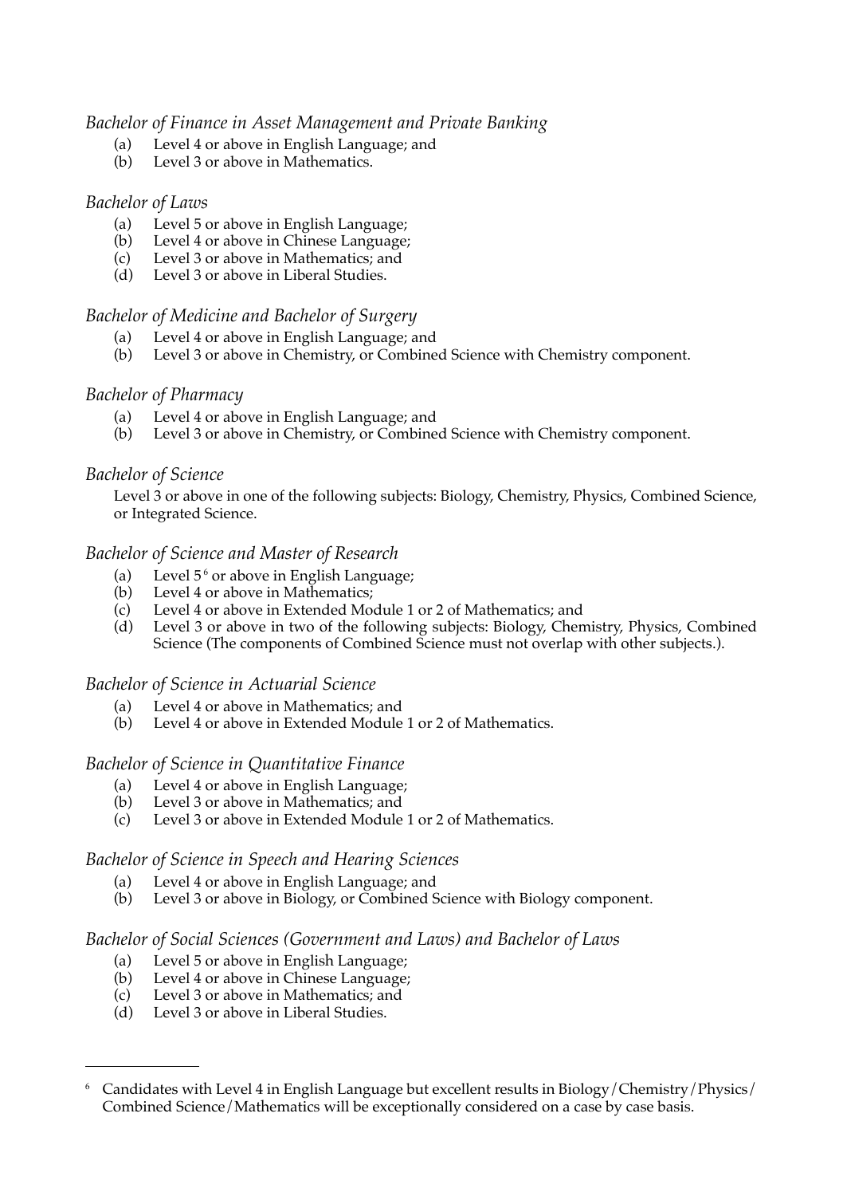*Bachelor of Finance in Asset Management and Private Banking*

(a) Level 4 or above in English Language; and
(b) Level 3 or above in Mathematics.

*Bachelor of Laws*

(a) Level 5 or above in English Language;
(b) Level 4 or above in Chinese Language;
(c) Level 3 or above in Mathematics; and
(d) Level 3 or above in Liberal Studies.

*Bachelor of Medicine and Bachelor of Surgery*

(a) Level 4 or above in English Language; and
(b) Level 3 or above in Chemistry, or Combined Science with Chemistry component.

*Bachelor of Pharmacy*

(a) Level 4 or above in English Language; and
(b) Level 3 or above in Chemistry, or Combined Science with Chemistry component.

*Bachelor of Science*

Level 3 or above in one of the following subjects: Biology, Chemistry, Physics, Combined Science, or Integrated Science.

*Bachelor of Science and Master of Research*

(a) Level 5[6] or above in English Language;
(b) Level 4 or above in Mathematics;
(c) Level 4 or above in Extended Module 1 or 2 of Mathematics; and
(d) Level 3 or above in two of the following subjects: Biology, Chemistry, Physics, Combined Science (The components of Combined Science must not overlap with other subjects.).

*Bachelor of Science in Actuarial Science*

(a) Level 4 or above in Mathematics; and
(b) Level 4 or above in Extended Module 1 or 2 of Mathematics.

*Bachelor of Science in Quantitative Finance*

(a) Level 4 or above in English Language;
(b) Level 3 or above in Mathematics; and
(c) Level 3 or above in Extended Module 1 or 2 of Mathematics.

*Bachelor of Science in Speech and Hearing Sciences*

(a) Level 4 or above in English Language; and
(b) Level 3 or above in Biology, or Combined Science with Biology component.

*Bachelor of Social Sciences (Government and Laws) and Bachelor of Laws*

(a) Level 5 or above in English Language;
(b) Level 4 or above in Chinese Language;
(c) Level 3 or above in Mathematics; and
(d) Level 3 or above in Liberal Studies.

---

[6] Candidates with Level 4 in English Language but excellent results in Biology/Chemistry/Physics/Combined Science/Mathematics will be exceptionally considered on a case by case basis.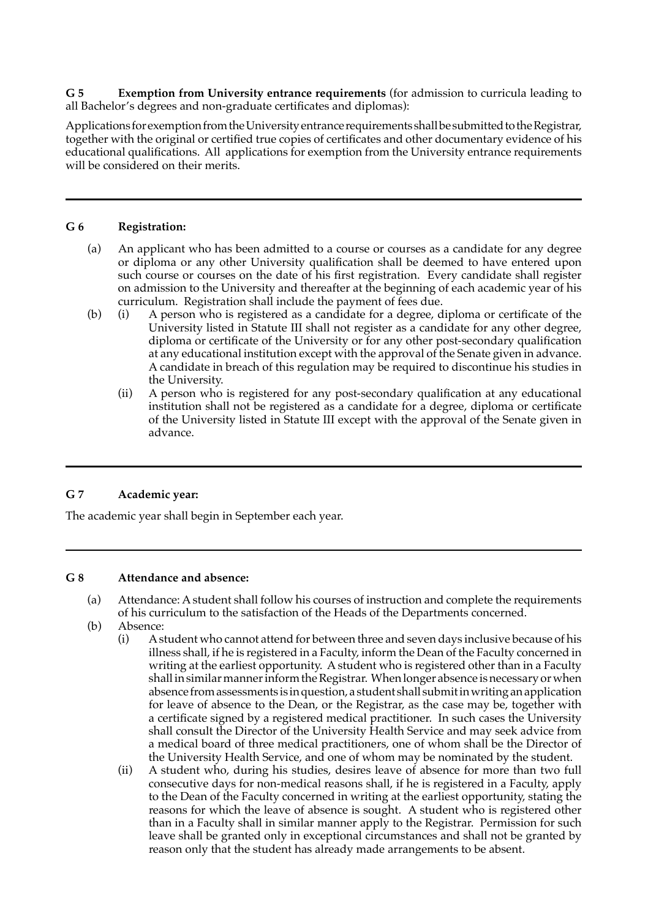**G 5 Exemption from University entrance requirements** (for admission to curricula leading to all Bachelor's degrees and non-graduate certificates and diplomas):

Applications for exemption from the University entrance requirements shall be submitted to the Registrar, together with the original or certified true copies of certificates and other documentary evidence of his educational qualifications. All applications for exemption from the University entrance requirements will be considered on their merits.

---

**G 6 Registration:**

(a) An applicant who has been admitted to a course or courses as a candidate for any degree or diploma or any other University qualification shall be deemed to have entered upon such course or courses on the date of his first registration. Every candidate shall register on admission to the University and thereafter at the beginning of each academic year of his curriculum. Registration shall include the payment of fees due.

(b) (i) A person who is registered as a candidate for a degree, diploma or certificate of the University listed in Statute III shall not register as a candidate for any other degree, diploma or certificate of the University or for any other post-secondary qualification at any educational institution except with the approval of the Senate given in advance. A candidate in breach of this regulation may be required to discontinue his studies in the University.

(ii) A person who is registered for any post-secondary qualification at any educational institution shall not be registered as a candidate for a degree, diploma or certificate of the University listed in Statute III except with the approval of the Senate given in advance.

---

**G 7 Academic year:**

The academic year shall begin in September each year.

---

**G 8 Attendance and absence:**

(a) Attendance: A student shall follow his courses of instruction and complete the requirements of his curriculum to the satisfaction of the Heads of the Departments concerned.

(b) Absence:

(i) A student who cannot attend for between three and seven days inclusive because of his illness shall, if he is registered in a Faculty, inform the Dean of the Faculty concerned in writing at the earliest opportunity. A student who is registered other than in a Faculty shall in similar manner inform the Registrar. When longer absence is necessary or when absence from assessments is in question, a student shall submit in writing an application for leave of absence to the Dean, or the Registrar, as the case may be, together with a certificate signed by a registered medical practitioner. In such cases the University shall consult the Director of the University Health Service and may seek advice from a medical board of three medical practitioners, one of whom shall be the Director of the University Health Service, and one of whom may be nominated by the student.

(ii) A student who, during his studies, desires leave of absence for more than two full consecutive days for non-medical reasons shall, if he is registered in a Faculty, apply to the Dean of the Faculty concerned in writing at the earliest opportunity, stating the reasons for which the leave of absence is sought. A student who is registered other than in a Faculty shall in similar manner apply to the Registrar. Permission for such leave shall be granted only in exceptional circumstances and shall not be granted by reason only that the student has already made arrangements to be absent.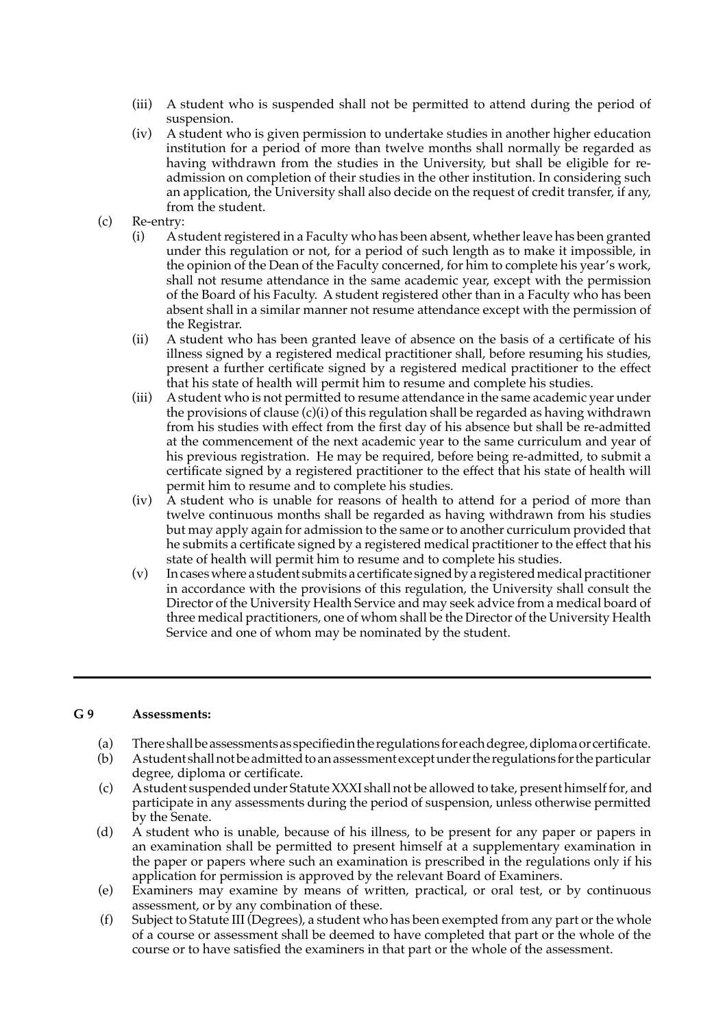- (iii) A student who is suspended shall not be permitted to attend during the period of suspension.
- (iv) A student who is given permission to undertake studies in another higher education institution for a period of more than twelve months shall normally be regarded as having withdrawn from the studies in the University, but shall be eligible for re-admission on completion of their studies in the other institution. In considering such an application, the University shall also decide on the request of credit transfer, if any, from the student.

(c) Re-entry:

- (i) A student registered in a Faculty who has been absent, whether leave has been granted under this regulation or not, for a period of such length as to make it impossible, in the opinion of the Dean of the Faculty concerned, for him to complete his year's work, shall not resume attendance in the same academic year, except with the permission of the Board of his Faculty. A student registered other than in a Faculty who has been absent shall in a similar manner not resume attendance except with the permission of the Registrar.
- (ii) A student who has been granted leave of absence on the basis of a certificate of his illness signed by a registered medical practitioner shall, before resuming his studies, present a further certificate signed by a registered medical practitioner to the effect that his state of health will permit him to resume and complete his studies.
- (iii) A student who is not permitted to resume attendance in the same academic year under the provisions of clause (c)(i) of this regulation shall be regarded as having withdrawn from his studies with effect from the first day of his absence but shall be re-admitted at the commencement of the next academic year to the same curriculum and year of his previous registration. He may be required, before being re-admitted, to submit a certificate signed by a registered practitioner to the effect that his state of health will permit him to resume and to complete his studies.
- (iv) A student who is unable for reasons of health to attend for a period of more than twelve continuous months shall be regarded as having withdrawn from his studies but may apply again for admission to the same or to another curriculum provided that he submits a certificate signed by a registered medical practitioner to the effect that his state of health will permit him to resume and to complete his studies.
- (v) In cases where a student submits a certificate signed by a registered medical practitioner in accordance with the provisions of this regulation, the University shall consult the Director of the University Health Service and may seek advice from a medical board of three medical practitioners, one of whom shall be the Director of the University Health Service and one of whom may be nominated by the student.

---

## G 9 Assessments:

- (a) There shall be assessments as specified in the regulations for each degree, diploma or certificate.
- (b) A student shall not be admitted to an assessment except under the regulations for the particular degree, diploma or certificate.
- (c) A student suspended under Statute XXXI shall not be allowed to take, present himself for, and participate in any assessments during the period of suspension, unless otherwise permitted by the Senate.
- (d) A student who is unable, because of his illness, to be present for any paper or papers in an examination shall be permitted to present himself at a supplementary examination in the paper or papers where such an examination is prescribed in the regulations only if his application for permission is approved by the relevant Board of Examiners.
- (e) Examiners may examine by means of written, practical, or oral test, or by continuous assessment, or by any combination of these.
- (f) Subject to Statute III (Degrees), a student who has been exempted from any part or the whole of a course or assessment shall be deemed to have completed that part or the whole of the course or to have satisfied the examiners in that part or the whole of the assessment.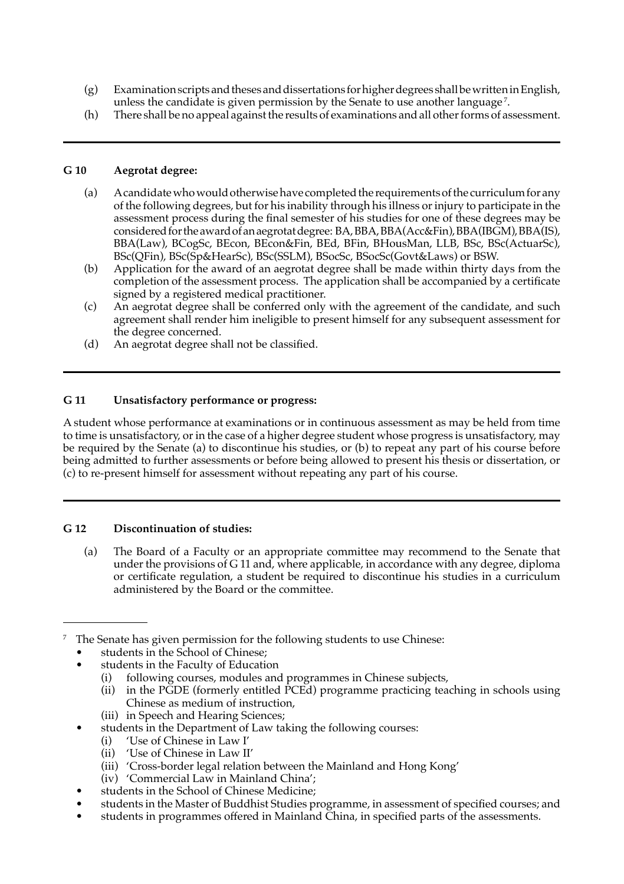(g) Examination scripts and theses and dissertations for higher degrees shall be written in English, unless the candidate is given permission by the Senate to use another language[7].

(h) There shall be no appeal against the results of examinations and all other forms of assessment.

---

### G 10 Aegrotat degree:

(a) A candidate who would otherwise have completed the requirements of the curriculum for any of the following degrees, but for his inability through his illness or injury to participate in the assessment process during the final semester of his studies for one of these degrees may be considered for the award of an aegrotat degree: BA, BBA, BBA(Acc&Fin), BBA(IBGM), BBA(IS), BBA(Law), BCogSc, BEcon, BEcon&Fin, BEd, BFin, BHousMan, LLB, BSc, BSc(ActuarSc), BSc(QFin), BSc(Sp&HearSc), BSc(SSLM), BSocSc, BSocSc(Govt&Laws) or BSW.

(b) Application for the award of an aegrotat degree shall be made within thirty days from the completion of the assessment process. The application shall be accompanied by a certificate signed by a registered medical practitioner.

(c) An aegrotat degree shall be conferred only with the agreement of the candidate, and such agreement shall render him ineligible to present himself for any subsequent assessment for the degree concerned.

(d) An aegrotat degree shall not be classified.

---

### G 11 Unsatisfactory performance or progress:

A student whose performance at examinations or in continuous assessment as may be held from time to time is unsatisfactory, or in the case of a higher degree student whose progress is unsatisfactory, may be required by the Senate (a) to discontinue his studies, or (b) to repeat any part of his course before being admitted to further assessments or before being allowed to present his thesis or dissertation, or (c) to re-present himself for assessment without repeating any part of his course.

---

### G 12 Discontinuation of studies:

(a) The Board of a Faculty or an appropriate committee may recommend to the Senate that under the provisions of G 11 and, where applicable, in accordance with any degree, diploma or certificate regulation, a student be required to discontinue his studies in a curriculum administered by the Board or the committee.

---

[7] The Senate has given permission for the following students to use Chinese:

- students in the School of Chinese;
- students in the Faculty of Education
  - (i) following courses, modules and programmes in Chinese subjects,
  - (ii) in the PGDE (formerly entitled PCEd) programme practicing teaching in schools using Chinese as medium of instruction,
  - (iii) in Speech and Hearing Sciences;
- students in the Department of Law taking the following courses:
  - (i) 'Use of Chinese in Law I'
  - (ii) 'Use of Chinese in Law II'
  - (iii) 'Cross-border legal relation between the Mainland and Hong Kong'
  - (iv) 'Commercial Law in Mainland China';
- students in the School of Chinese Medicine;
- students in the Master of Buddhist Studies programme, in assessment of specified courses; and
- students in programmes offered in Mainland China, in specified parts of the assessments.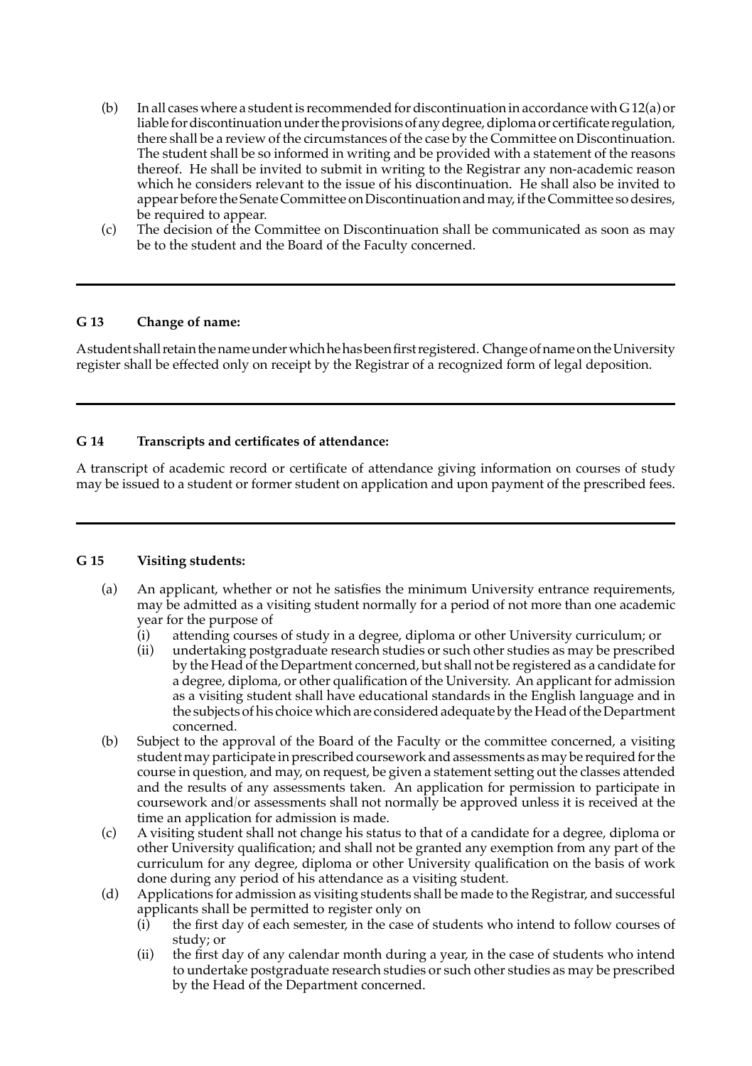(b) In all cases where a student is recommended for discontinuation in accordance with G 12(a) or liable for discontinuation under the provisions of any degree, diploma or certificate regulation, there shall be a review of the circumstances of the case by the Committee on Discontinuation. The student shall be so informed in writing and be provided with a statement of the reasons thereof. He shall be invited to submit in writing to the Registrar any non-academic reason which he considers relevant to the issue of his discontinuation. He shall also be invited to appear before the Senate Committee on Discontinuation and may, if the Committee so desires, be required to appear.

(c) The decision of the Committee on Discontinuation shall be communicated as soon as may be to the student and the Board of the Faculty concerned.

---

**G 13 Change of name:**

A student shall retain the name under which he has been first registered. Change of name on the University register shall be effected only on receipt by the Registrar of a recognized form of legal deposition.

---

**G 14 Transcripts and certificates of attendance:**

A transcript of academic record or certificate of attendance giving information on courses of study may be issued to a student or former student on application and upon payment of the prescribed fees.

---

**G 15 Visiting students:**

(a) An applicant, whether or not he satisfies the minimum University entrance requirements, may be admitted as a visiting student normally for a period of not more than one academic year for the purpose of
  (i) attending courses of study in a degree, diploma or other University curriculum; or
  (ii) undertaking postgraduate research studies or such other studies as may be prescribed by the Head of the Department concerned, but shall not be registered as a candidate for a degree, diploma, or other qualification of the University. An applicant for admission as a visiting student shall have educational standards in the English language and in the subjects of his choice which are considered adequate by the Head of the Department concerned.

(b) Subject to the approval of the Board of the Faculty or the committee concerned, a visiting student may participate in prescribed coursework and assessments as may be required for the course in question, and may, on request, be given a statement setting out the classes attended and the results of any assessments taken. An application for permission to participate in coursework and/or assessments shall not normally be approved unless it is received at the time an application for admission is made.

(c) A visiting student shall not change his status to that of a candidate for a degree, diploma or other University qualification; and shall not be granted any exemption from any part of the curriculum for any degree, diploma or other University qualification on the basis of work done during any period of his attendance as a visiting student.

(d) Applications for admission as visiting students shall be made to the Registrar, and successful applicants shall be permitted to register only on
  (i) the first day of each semester, in the case of students who intend to follow courses of study; or
  (ii) the first day of any calendar month during a year, in the case of students who intend to undertake postgraduate research studies or such other studies as may be prescribed by the Head of the Department concerned.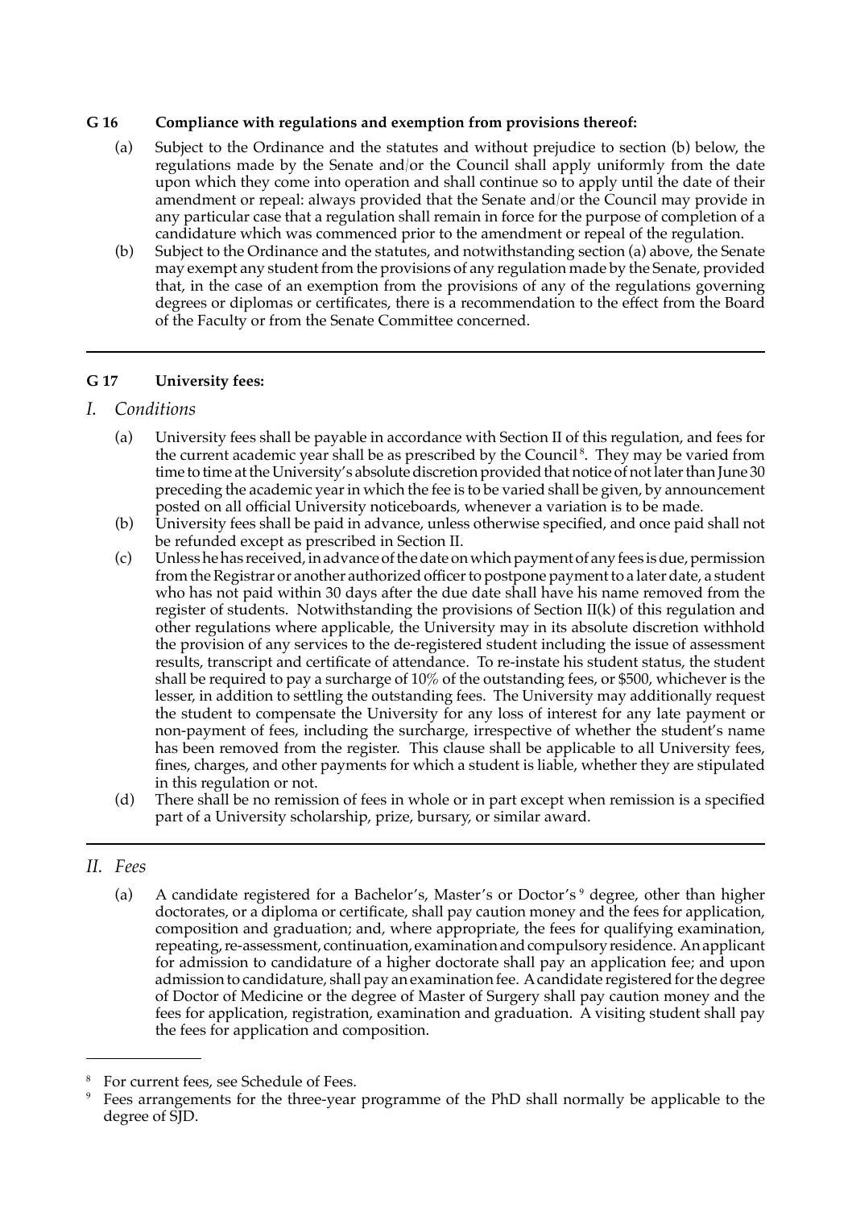### G 16 Compliance with regulations and exemption from provisions thereof:

(a) Subject to the Ordinance and the statutes and without prejudice to section (b) below, the regulations made by the Senate and/or the Council shall apply uniformly from the date upon which they come into operation and shall continue so to apply until the date of their amendment or repeal: always provided that the Senate and/or the Council may provide in any particular case that a regulation shall remain in force for the purpose of completion of a candidature which was commenced prior to the amendment or repeal of the regulation.

(b) Subject to the Ordinance and the statutes, and notwithstanding section (a) above, the Senate may exempt any student from the provisions of any regulation made by the Senate, provided that, in the case of an exemption from the provisions of any of the regulations governing degrees or diplomas or certificates, there is a recommendation to the effect from the Board of the Faculty or from the Senate Committee concerned.

---

### G 17 University fees:

*I. Conditions*

(a) University fees shall be payable in accordance with Section II of this regulation, and fees for the current academic year shall be as prescribed by the Council [8]. They may be varied from time to time at the University's absolute discretion provided that notice of not later than June 30 preceding the academic year in which the fee is to be varied shall be given, by announcement posted on all official University noticeboards, whenever a variation is to be made.

(b) University fees shall be paid in advance, unless otherwise specified, and once paid shall not be refunded except as prescribed in Section II.

(c) Unless he has received, in advance of the date on which payment of any fees is due, permission from the Registrar or another authorized officer to postpone payment to a later date, a student who has not paid within 30 days after the due date shall have his name removed from the register of students. Notwithstanding the provisions of Section II(k) of this regulation and other regulations where applicable, the University may in its absolute discretion withhold the provision of any services to the de-registered student including the issue of assessment results, transcript and certificate of attendance. To re-instate his student status, the student shall be required to pay a surcharge of 10% of the outstanding fees, or $500, whichever is the lesser, in addition to settling the outstanding fees. The University may additionally request the student to compensate the University for any loss of interest for any late payment or non-payment of fees, including the surcharge, irrespective of whether the student's name has been removed from the register. This clause shall be applicable to all University fees, fines, charges, and other payments for which a student is liable, whether they are stipulated in this regulation or not.

(d) There shall be no remission of fees in whole or in part except when remission is a specified part of a University scholarship, prize, bursary, or similar award.

---

*II. Fees*

(a) A candidate registered for a Bachelor's, Master's or Doctor's [9] degree, other than higher doctorates, or a diploma or certificate, shall pay caution money and the fees for application, composition and graduation; and, where appropriate, the fees for qualifying examination, repeating, re-assessment, continuation, examination and compulsory residence. An applicant for admission to candidature of a higher doctorate shall pay an application fee; and upon admission to candidature, shall pay an examination fee. A candidate registered for the degree of Doctor of Medicine or the degree of Master of Surgery shall pay caution money and the fees for application, registration, examination and graduation. A visiting student shall pay the fees for application and composition.

---

[8] For current fees, see Schedule of Fees.

[9] Fees arrangements for the three-year programme of the PhD shall normally be applicable to the degree of SJD.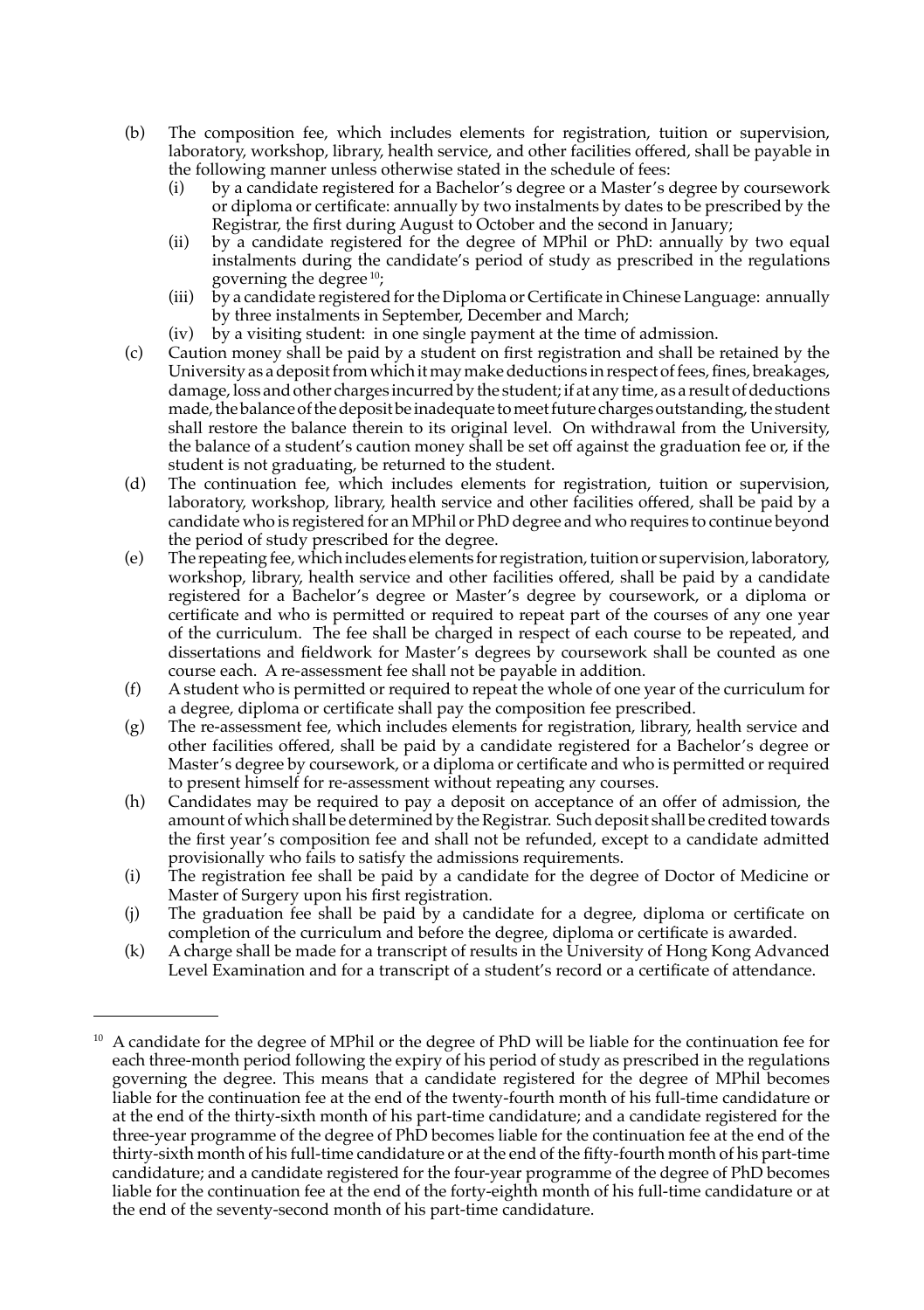(b) The composition fee, which includes elements for registration, tuition or supervision, laboratory, workshop, library, health service, and other facilities offered, shall be payable in the following manner unless otherwise stated in the schedule of fees:
   (i) by a candidate registered for a Bachelor's degree or a Master's degree by coursework or diploma or certificate: annually by two instalments by dates to be prescribed by the Registrar, the first during August to October and the second in January;
   (ii) by a candidate registered for the degree of MPhil or PhD: annually by two equal instalments during the candidate's period of study as prescribed in the regulations governing the degree [10];
   (iii) by a candidate registered for the Diploma or Certificate in Chinese Language: annually by three instalments in September, December and March;
   (iv) by a visiting student: in one single payment at the time of admission.

(c) Caution money shall be paid by a student on first registration and shall be retained by the University as a deposit from which it may make deductions in respect of fees, fines, breakages, damage, loss and other charges incurred by the student; if at any time, as a result of deductions made, the balance of the deposit be inadequate to meet future charges outstanding, the student shall restore the balance therein to its original level. On withdrawal from the University, the balance of a student's caution money shall be set off against the graduation fee or, if the student is not graduating, be returned to the student.

(d) The continuation fee, which includes elements for registration, tuition or supervision, laboratory, workshop, library, health service and other facilities offered, shall be paid by a candidate who is registered for an MPhil or PhD degree and who requires to continue beyond the period of study prescribed for the degree.

(e) The repeating fee, which includes elements for registration, tuition or supervision, laboratory, workshop, library, health service and other facilities offered, shall be paid by a candidate registered for a Bachelor's degree or Master's degree by coursework, or a diploma or certificate and who is permitted or required to repeat part of the courses of any one year of the curriculum. The fee shall be charged in respect of each course to be repeated, and dissertations and fieldwork for Master's degrees by coursework shall be counted as one course each. A re-assessment fee shall not be payable in addition.

(f) A student who is permitted or required to repeat the whole of one year of the curriculum for a degree, diploma or certificate shall pay the composition fee prescribed.

(g) The re-assessment fee, which includes elements for registration, library, health service and other facilities offered, shall be paid by a candidate registered for a Bachelor's degree or Master's degree by coursework, or a diploma or certificate and who is permitted or required to present himself for re-assessment without repeating any courses.

(h) Candidates may be required to pay a deposit on acceptance of an offer of admission, the amount of which shall be determined by the Registrar. Such deposit shall be credited towards the first year's composition fee and shall not be refunded, except to a candidate admitted provisionally who fails to satisfy the admissions requirements.

(i) The registration fee shall be paid by a candidate for the degree of Doctor of Medicine or Master of Surgery upon his first registration.

(j) The graduation fee shall be paid by a candidate for a degree, diploma or certificate on completion of the curriculum and before the degree, diploma or certificate is awarded.

(k) A charge shall be made for a transcript of results in the University of Hong Kong Advanced Level Examination and for a transcript of a student's record or a certificate of attendance.

---

[10] A candidate for the degree of MPhil or the degree of PhD will be liable for the continuation fee for each three-month period following the expiry of his period of study as prescribed in the regulations governing the degree. This means that a candidate registered for the degree of MPhil becomes liable for the continuation fee at the end of the twenty-fourth month of his full-time candidature or at the end of the thirty-sixth month of his part-time candidature; and a candidate registered for the three-year programme of the degree of PhD becomes liable for the continuation fee at the end of the thirty-sixth month of his full-time candidature or at the end of the fifty-fourth month of his part-time candidature; and a candidate registered for the four-year programme of the degree of PhD becomes liable for the continuation fee at the end of the forty-eighth month of his full-time candidature or at the end of the seventy-second month of his part-time candidature.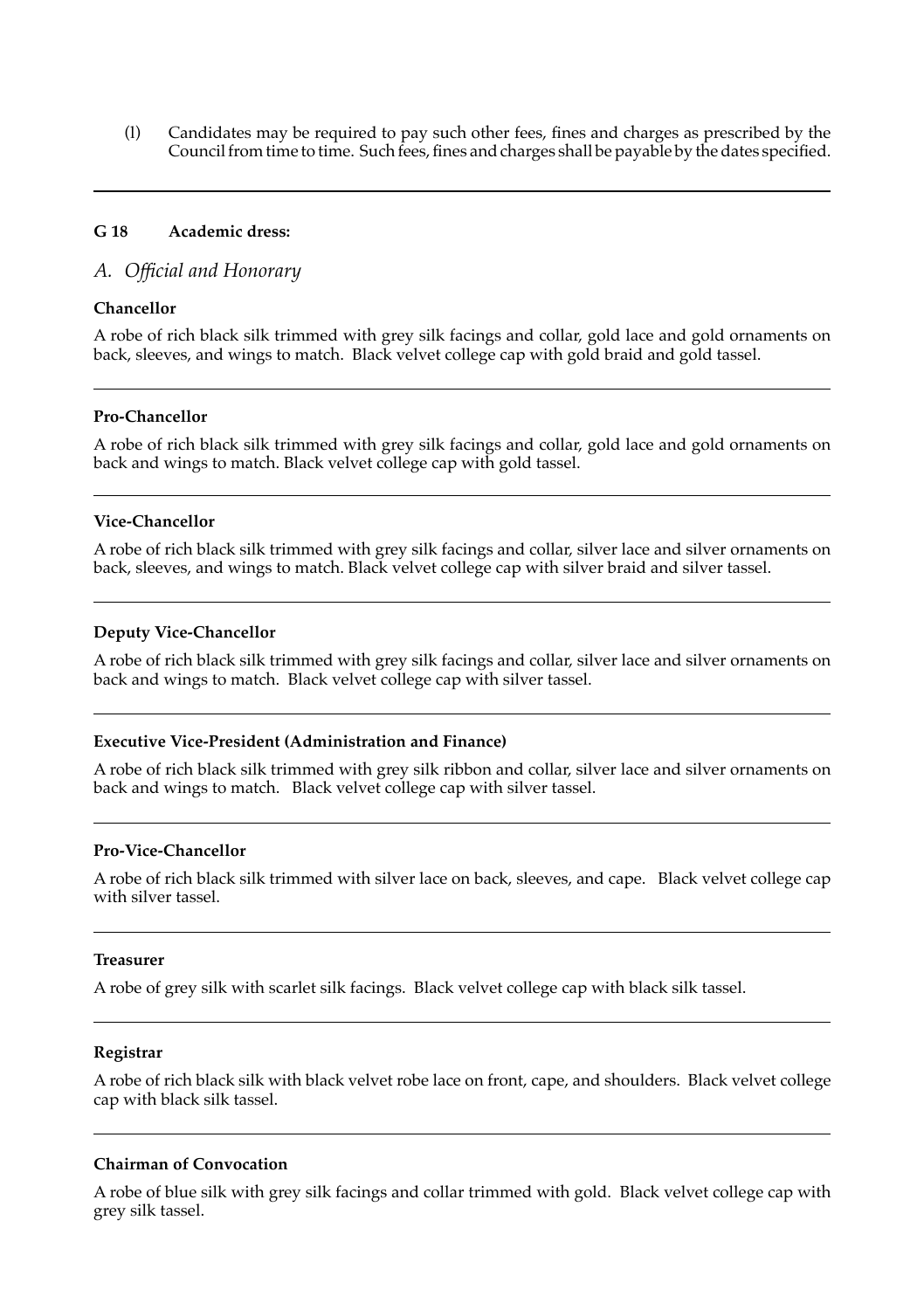(l) Candidates may be required to pay such other fees, fines and charges as prescribed by the Council from time to time. Such fees, fines and charges shall be payable by the dates specified.

---

**G 18 Academic dress:**

## *A. Official and Honorary*

**Chancellor**

A robe of rich black silk trimmed with grey silk facings and collar, gold lace and gold ornaments on back, sleeves, and wings to match. Black velvet college cap with gold braid and gold tassel.

---

**Pro-Chancellor**

A robe of rich black silk trimmed with grey silk facings and collar, gold lace and gold ornaments on back and wings to match. Black velvet college cap with gold tassel.

---

**Vice-Chancellor**

A robe of rich black silk trimmed with grey silk facings and collar, silver lace and silver ornaments on back, sleeves, and wings to match. Black velvet college cap with silver braid and silver tassel.

---

**Deputy Vice-Chancellor**

A robe of rich black silk trimmed with grey silk facings and collar, silver lace and silver ornaments on back and wings to match. Black velvet college cap with silver tassel.

---

**Executive Vice-President (Administration and Finance)**

A robe of rich black silk trimmed with grey silk ribbon and collar, silver lace and silver ornaments on back and wings to match. Black velvet college cap with silver tassel.

---

**Pro-Vice-Chancellor**

A robe of rich black silk trimmed with silver lace on back, sleeves, and cape. Black velvet college cap with silver tassel.

---

**Treasurer**

A robe of grey silk with scarlet silk facings. Black velvet college cap with black silk tassel.

---

**Registrar**

A robe of rich black silk with black velvet robe lace on front, cape, and shoulders. Black velvet college cap with black silk tassel.

---

**Chairman of Convocation**

A robe of blue silk with grey silk facings and collar trimmed with gold. Black velvet college cap with grey silk tassel.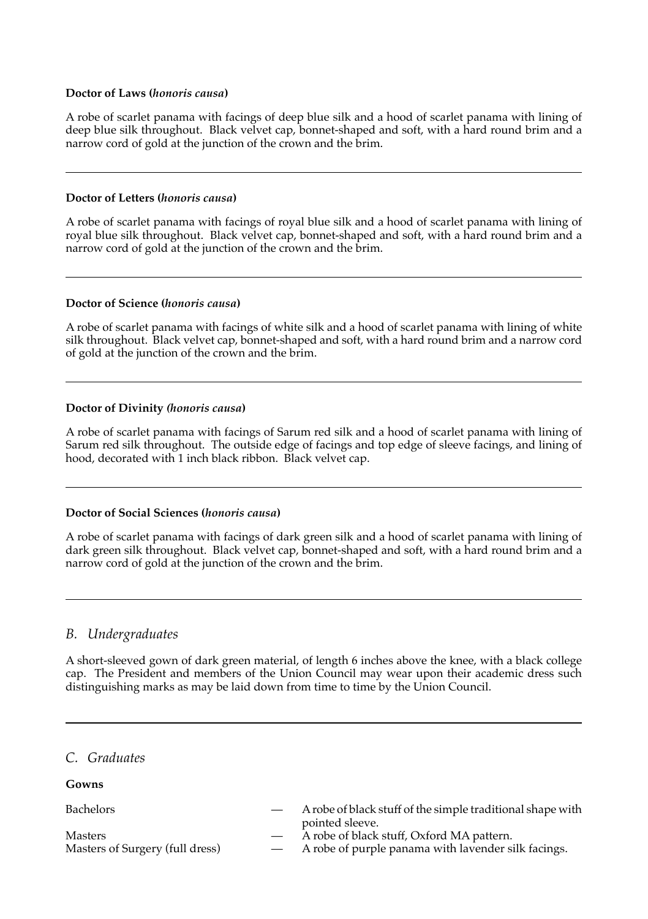**Doctor of Laws (*honoris causa*)**

A robe of scarlet panama with facings of deep blue silk and a hood of scarlet panama with lining of deep blue silk throughout. Black velvet cap, bonnet-shaped and soft, with a hard round brim and a narrow cord of gold at the junction of the crown and the brim.

---

**Doctor of Letters (*honoris causa*)**

A robe of scarlet panama with facings of royal blue silk and a hood of scarlet panama with lining of royal blue silk throughout. Black velvet cap, bonnet-shaped and soft, with a hard round brim and a narrow cord of gold at the junction of the crown and the brim.

---

**Doctor of Science (*honoris causa*)**

A robe of scarlet panama with facings of white silk and a hood of scarlet panama with lining of white silk throughout. Black velvet cap, bonnet-shaped and soft, with a hard round brim and a narrow cord of gold at the junction of the crown and the brim.

---

**Doctor of Divinity *(honoris causa*)**

A robe of scarlet panama with facings of Sarum red silk and a hood of scarlet panama with lining of Sarum red silk throughout. The outside edge of facings and top edge of sleeve facings, and lining of hood, decorated with 1 inch black ribbon. Black velvet cap.

---

**Doctor of Social Sciences (*honoris causa*)**

A robe of scarlet panama with facings of dark green silk and a hood of scarlet panama with lining of dark green silk throughout. Black velvet cap, bonnet-shaped and soft, with a hard round brim and a narrow cord of gold at the junction of the crown and the brim.

---

## *B. Undergraduates*

A short-sleeved gown of dark green material, of length 6 inches above the knee, with a black college cap. The President and members of the Union Council may wear upon their academic dress such distinguishing marks as may be laid down from time to time by the Union Council.

---

## *C. Graduates*

**Gowns**

| | | |
|---|---|---|
| Bachelors | — | A robe of black stuff of the simple traditional shape with pointed sleeve. |
| Masters | — | A robe of black stuff, Oxford MA pattern. |
| Masters of Surgery (full dress) | — | A robe of purple panama with lavender silk facings. |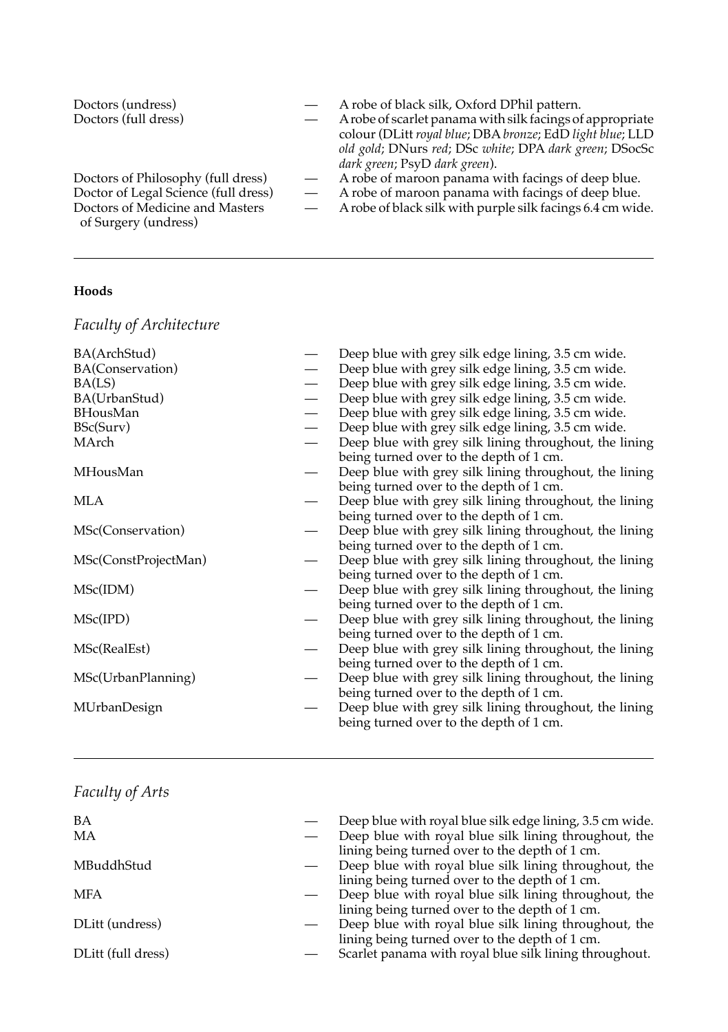| | | |
|---|---|---|
| Doctors (undress) | — | A robe of black silk, Oxford DPhil pattern. |
| Doctors (full dress) | — | A robe of scarlet panama with silk facings of appropriate colour (DLitt *royal blue*; DBA *bronze*; EdD *light blue*; LLD *old gold*; DNurs *red*; DSc *white*; DPA *dark green*; DSocSc *dark green*; PsyD *dark green*). |
| Doctors of Philosophy (full dress) | — | A robe of maroon panama with facings of deep blue. |
| Doctor of Legal Science (full dress) | — | A robe of maroon panama with facings of deep blue. |
| Doctors of Medicine and Masters of Surgery (undress) | — | A robe of black silk with purple silk facings 6.4 cm wide. |

**Hoods**

## *Faculty of Architecture*

| | | |
|---|---|---|
| BA(ArchStud) | — | Deep blue with grey silk edge lining, 3.5 cm wide. |
| BA(Conservation) | — | Deep blue with grey silk edge lining, 3.5 cm wide. |
| BA(LS) | — | Deep blue with grey silk edge lining, 3.5 cm wide. |
| BA(UrbanStud) | — | Deep blue with grey silk edge lining, 3.5 cm wide. |
| BHousMan | — | Deep blue with grey silk edge lining, 3.5 cm wide. |
| BSc(Surv) | — | Deep blue with grey silk edge lining, 3.5 cm wide. |
| MArch | — | Deep blue with grey silk lining throughout, the lining being turned over to the depth of 1 cm. |
| MHousMan | — | Deep blue with grey silk lining throughout, the lining being turned over to the depth of 1 cm. |
| MLA | — | Deep blue with grey silk lining throughout, the lining being turned over to the depth of 1 cm. |
| MSc(Conservation) | — | Deep blue with grey silk lining throughout, the lining being turned over to the depth of 1 cm. |
| MSc(ConstProjectMan) | — | Deep blue with grey silk lining throughout, the lining being turned over to the depth of 1 cm. |
| MSc(IDM) | — | Deep blue with grey silk lining throughout, the lining being turned over to the depth of 1 cm. |
| MSc(IPD) | — | Deep blue with grey silk lining throughout, the lining being turned over to the depth of 1 cm. |
| MSc(RealEst) | — | Deep blue with grey silk lining throughout, the lining being turned over to the depth of 1 cm. |
| MSc(UrbanPlanning) | — | Deep blue with grey silk lining throughout, the lining being turned over to the depth of 1 cm. |
| MUrbanDesign | — | Deep blue with grey silk lining throughout, the lining being turned over to the depth of 1 cm. |

## *Faculty of Arts*

| | | |
|---|---|---|
| BA | — | Deep blue with royal blue silk edge lining, 3.5 cm wide. |
| MA | — | Deep blue with royal blue silk lining throughout, the lining being turned over to the depth of 1 cm. |
| MBuddhStud | — | Deep blue with royal blue silk lining throughout, the lining being turned over to the depth of 1 cm. |
| MFA | — | Deep blue with royal blue silk lining throughout, the lining being turned over to the depth of 1 cm. |
| DLitt (undress) | — | Deep blue with royal blue silk lining throughout, the lining being turned over to the depth of 1 cm. |
| DLitt (full dress) | — | Scarlet panama with royal blue silk lining throughout. |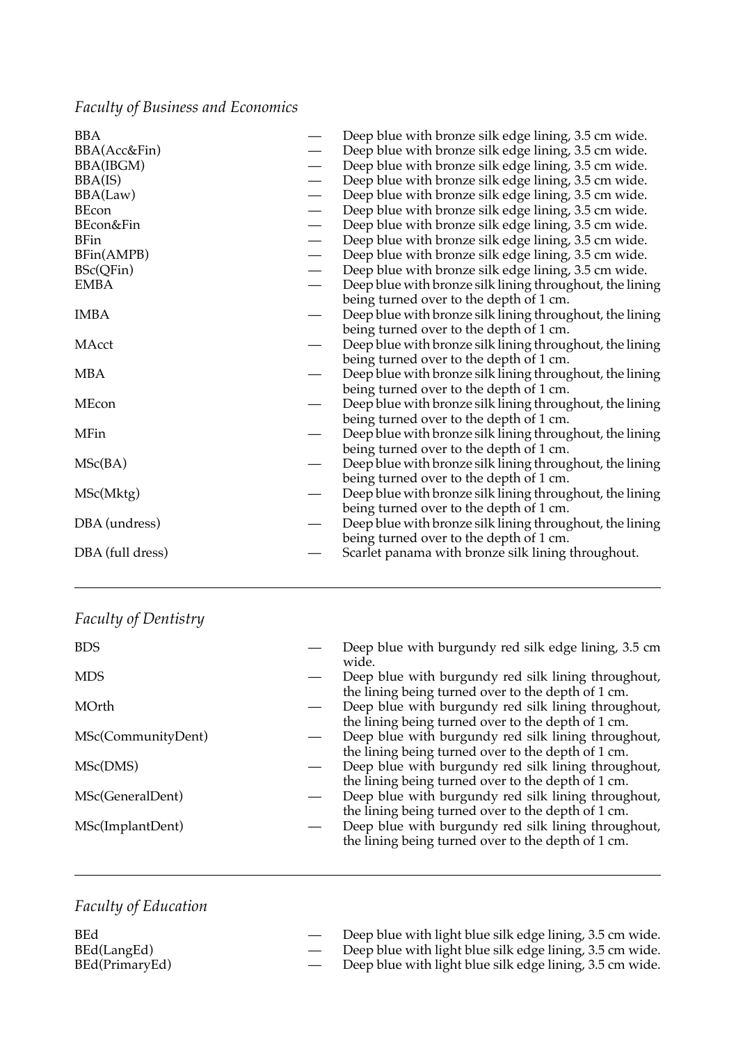*Faculty of Business and Economics*

| | | |
|---|---|---|
| BBA | — | Deep blue with bronze silk edge lining, 3.5 cm wide. |
| BBA(Acc&Fin) | — | Deep blue with bronze silk edge lining, 3.5 cm wide. |
| BBA(IBGM) | — | Deep blue with bronze silk edge lining, 3.5 cm wide. |
| BBA(IS) | — | Deep blue with bronze silk edge lining, 3.5 cm wide. |
| BBA(Law) | — | Deep blue with bronze silk edge lining, 3.5 cm wide. |
| BEcon | — | Deep blue with bronze silk edge lining, 3.5 cm wide. |
| BEcon&Fin | — | Deep blue with bronze silk edge lining, 3.5 cm wide. |
| BFin | — | Deep blue with bronze silk edge lining, 3.5 cm wide. |
| BFin(AMPB) | — | Deep blue with bronze silk edge lining, 3.5 cm wide. |
| BSc(QFin) | — | Deep blue with bronze silk edge lining, 3.5 cm wide. |
| EMBA | — | Deep blue with bronze silk lining throughout, the lining being turned over to the depth of 1 cm. |
| IMBA | — | Deep blue with bronze silk lining throughout, the lining being turned over to the depth of 1 cm. |
| MAcct | — | Deep blue with bronze silk lining throughout, the lining being turned over to the depth of 1 cm. |
| MBA | — | Deep blue with bronze silk lining throughout, the lining being turned over to the depth of 1 cm. |
| MEcon | — | Deep blue with bronze silk lining throughout, the lining being turned over to the depth of 1 cm. |
| MFin | — | Deep blue with bronze silk lining throughout, the lining being turned over to the depth of 1 cm. |
| MSc(BA) | — | Deep blue with bronze silk lining throughout, the lining being turned over to the depth of 1 cm. |
| MSc(Mktg) | — | Deep blue with bronze silk lining throughout, the lining being turned over to the depth of 1 cm. |
| DBA (undress) | — | Deep blue with bronze silk lining throughout, the lining being turned over to the depth of 1 cm. |
| DBA (full dress) | — | Scarlet panama with bronze silk lining throughout. |

---

*Faculty of Dentistry*

| | | |
|---|---|---|
| BDS | — | Deep blue with burgundy red silk edge lining, 3.5 cm wide. |
| MDS | — | Deep blue with burgundy red silk lining throughout, the lining being turned over to the depth of 1 cm. |
| MOrth | — | Deep blue with burgundy red silk lining throughout, the lining being turned over to the depth of 1 cm. |
| MSc(CommunityDent) | — | Deep blue with burgundy red silk lining throughout, the lining being turned over to the depth of 1 cm. |
| MSc(DMS) | — | Deep blue with burgundy red silk lining throughout, the lining being turned over to the depth of 1 cm. |
| MSc(GeneralDent) | — | Deep blue with burgundy red silk lining throughout, the lining being turned over to the depth of 1 cm. |
| MSc(ImplantDent) | — | Deep blue with burgundy red silk lining throughout, the lining being turned over to the depth of 1 cm. |

---

*Faculty of Education*

| | | |
|---|---|---|
| BEd | — | Deep blue with light blue silk edge lining, 3.5 cm wide. |
| BEd(LangEd) | — | Deep blue with light blue silk edge lining, 3.5 cm wide. |
| BEd(PrimaryEd) | — | Deep blue with light blue silk edge lining, 3.5 cm wide. |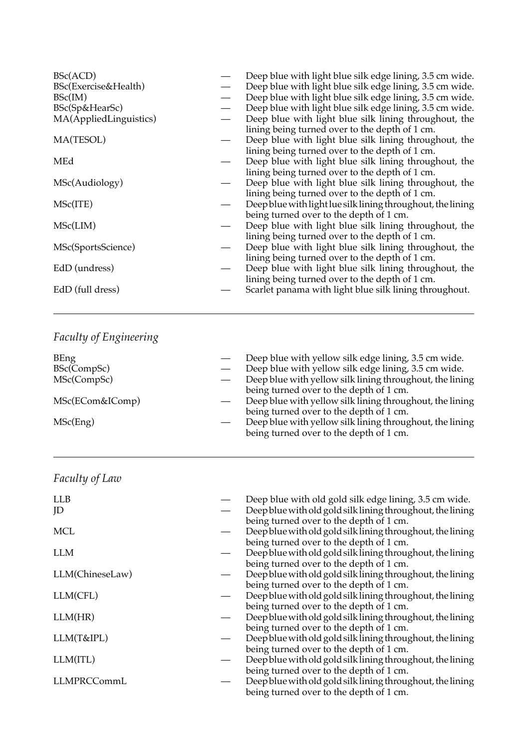| | | |
|---|---|---|
| BSc(ACD) | — | Deep blue with light blue silk edge lining, 3.5 cm wide. |
| BSc(Exercise&Health) | — | Deep blue with light blue silk edge lining, 3.5 cm wide. |
| BSc(IM) | — | Deep blue with light blue silk edge lining, 3.5 cm wide. |
| BSc(Sp&HearSc) | — | Deep blue with light blue silk edge lining, 3.5 cm wide. |
| MA(AppliedLinguistics) | — | Deep blue with light blue silk lining throughout, the lining being turned over to the depth of 1 cm. |
| MA(TESOL) | — | Deep blue with light blue silk lining throughout, the lining being turned over to the depth of 1 cm. |
| MEd | — | Deep blue with light blue silk lining throughout, the lining being turned over to the depth of 1 cm. |
| MSc(Audiology) | — | Deep blue with light blue silk lining throughout, the lining being turned over to the depth of 1 cm. |
| MSc(ITE) | — | Deep blue with light lue silk lining throughout, the lining being turned over to the depth of 1 cm. |
| MSc(LIM) | — | Deep blue with light blue silk lining throughout, the lining being turned over to the depth of 1 cm. |
| MSc(SportsScience) | — | Deep blue with light blue silk lining throughout, the lining being turned over to the depth of 1 cm. |
| EdD (undress) | — | Deep blue with light blue silk lining throughout, the lining being turned over to the depth of 1 cm. |
| EdD (full dress) | — | Scarlet panama with light blue silk lining throughout. |

---

*Faculty of Engineering*

| | | |
|---|---|---|
| BEng | — | Deep blue with yellow silk edge lining, 3.5 cm wide. |
| BSc(CompSc) | — | Deep blue with yellow silk edge lining, 3.5 cm wide. |
| MSc(CompSc) | — | Deep blue with yellow silk lining throughout, the lining being turned over to the depth of 1 cm. |
| MSc(ECom&IComp) | — | Deep blue with yellow silk lining throughout, the lining being turned over to the depth of 1 cm. |
| MSc(Eng) | — | Deep blue with yellow silk lining throughout, the lining being turned over to the depth of 1 cm. |

---

*Faculty of Law*

| | | |
|---|---|---|
| LLB | — | Deep blue with old gold silk edge lining, 3.5 cm wide. |
| JD | — | Deep blue with old gold silk lining throughout, the lining being turned over to the depth of 1 cm. |
| MCL | — | Deep blue with old gold silk lining throughout, the lining being turned over to the depth of 1 cm. |
| LLM | — | Deep blue with old gold silk lining throughout, the lining being turned over to the depth of 1 cm. |
| LLM(ChineseLaw) | — | Deep blue with old gold silk lining throughout, the lining being turned over to the depth of 1 cm. |
| LLM(CFL) | — | Deep blue with old gold silk lining throughout, the lining being turned over to the depth of 1 cm. |
| LLM(HR) | — | Deep blue with old gold silk lining throughout, the lining being turned over to the depth of 1 cm. |
| LLM(T&IPL) | — | Deep blue with old gold silk lining throughout, the lining being turned over to the depth of 1 cm. |
| LLM(ITL) | — | Deep blue with old gold silk lining throughout, the lining being turned over to the depth of 1 cm. |
| LLMPRCCommL | — | Deep blue with old gold silk lining throughout, the lining being turned over to the depth of 1 cm. |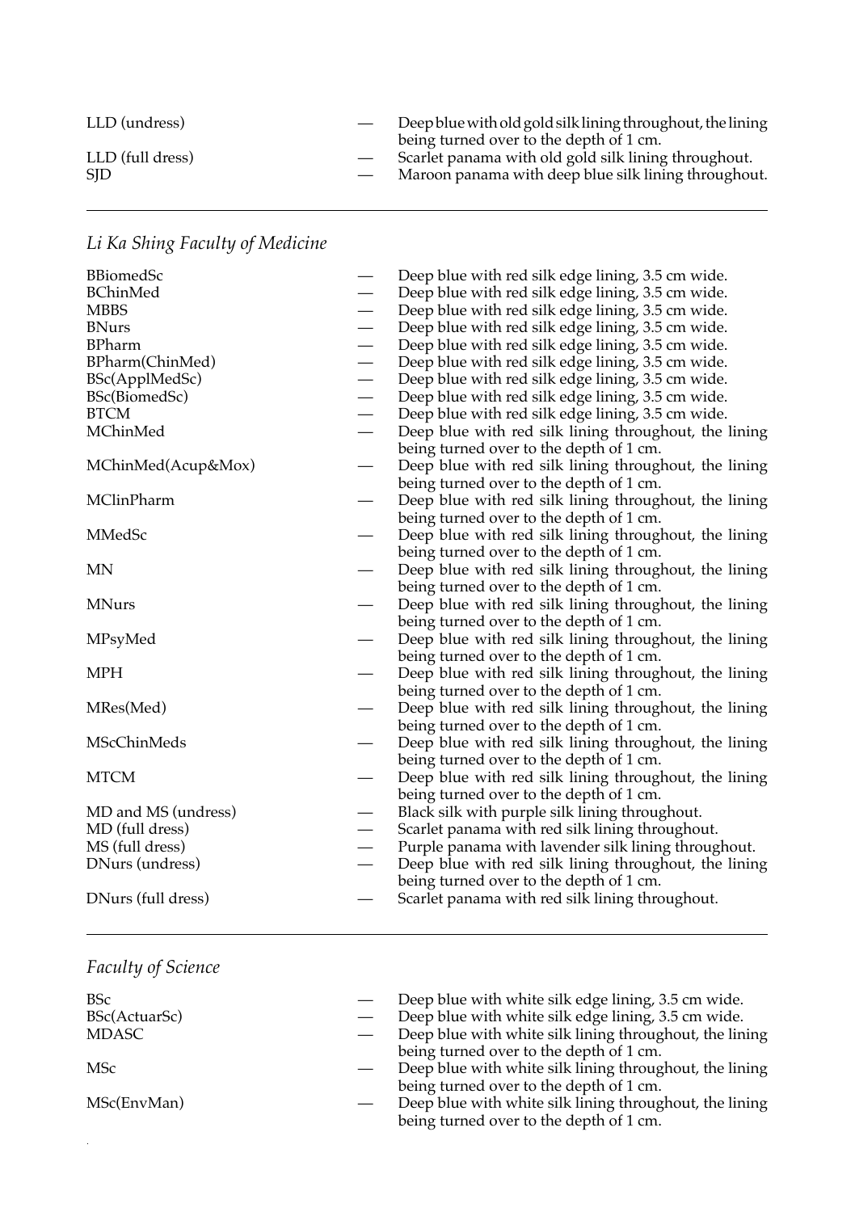| | | |
|---|---|---|
| LLD (undress) | — | Deep blue with old gold silk lining throughout, the lining being turned over to the depth of 1 cm. |
| LLD (full dress) | — | Scarlet panama with old gold silk lining throughout. |
| SJD | — | Maroon panama with deep blue silk lining throughout. |

---

*Li Ka Shing Faculty of Medicine*

| | | |
|---|---|---|
| BBiomedSc | — | Deep blue with red silk edge lining, 3.5 cm wide. |
| BChinMed | — | Deep blue with red silk edge lining, 3.5 cm wide. |
| MBBS | — | Deep blue with red silk edge lining, 3.5 cm wide. |
| BNurs | — | Deep blue with red silk edge lining, 3.5 cm wide. |
| BPharm | — | Deep blue with red silk edge lining, 3.5 cm wide. |
| BPharm(ChinMed) | — | Deep blue with red silk edge lining, 3.5 cm wide. |
| BSc(ApplMedSc) | — | Deep blue with red silk edge lining, 3.5 cm wide. |
| BSc(BiomedSc) | — | Deep blue with red silk edge lining, 3.5 cm wide. |
| BTCM | — | Deep blue with red silk edge lining, 3.5 cm wide. |
| MChinMed | — | Deep blue with red silk lining throughout, the lining being turned over to the depth of 1 cm. |
| MChinMed(Acup&Mox) | — | Deep blue with red silk lining throughout, the lining being turned over to the depth of 1 cm. |
| MClinPharm | — | Deep blue with red silk lining throughout, the lining being turned over to the depth of 1 cm. |
| MMedSc | — | Deep blue with red silk lining throughout, the lining being turned over to the depth of 1 cm. |
| MN | — | Deep blue with red silk lining throughout, the lining being turned over to the depth of 1 cm. |
| MNurs | — | Deep blue with red silk lining throughout, the lining being turned over to the depth of 1 cm. |
| MPsyMed | — | Deep blue with red silk lining throughout, the lining being turned over to the depth of 1 cm. |
| MPH | — | Deep blue with red silk lining throughout, the lining being turned over to the depth of 1 cm. |
| MRes(Med) | — | Deep blue with red silk lining throughout, the lining being turned over to the depth of 1 cm. |
| MScChinMeds | — | Deep blue with red silk lining throughout, the lining being turned over to the depth of 1 cm. |
| MTCM | — | Deep blue with red silk lining throughout, the lining being turned over to the depth of 1 cm. |
| MD and MS (undress) | — | Black silk with purple silk lining throughout. |
| MD (full dress) | — | Scarlet panama with red silk lining throughout. |
| MS (full dress) | — | Purple panama with lavender silk lining throughout. |
| DNurs (undress) | — | Deep blue with red silk lining throughout, the lining being turned over to the depth of 1 cm. |
| DNurs (full dress) | — | Scarlet panama with red silk lining throughout. |

---

*Faculty of Science*

| | | |
|---|---|---|
| BSc | — | Deep blue with white silk edge lining, 3.5 cm wide. |
| BSc(ActuarSc) | — | Deep blue with white silk edge lining, 3.5 cm wide. |
| MDASC | — | Deep blue with white silk lining throughout, the lining being turned over to the depth of 1 cm. |
| MSc | — | Deep blue with white silk lining throughout, the lining being turned over to the depth of 1 cm. |
| MSc(EnvMan) | — | Deep blue with white silk lining throughout, the lining being turned over to the depth of 1 cm. |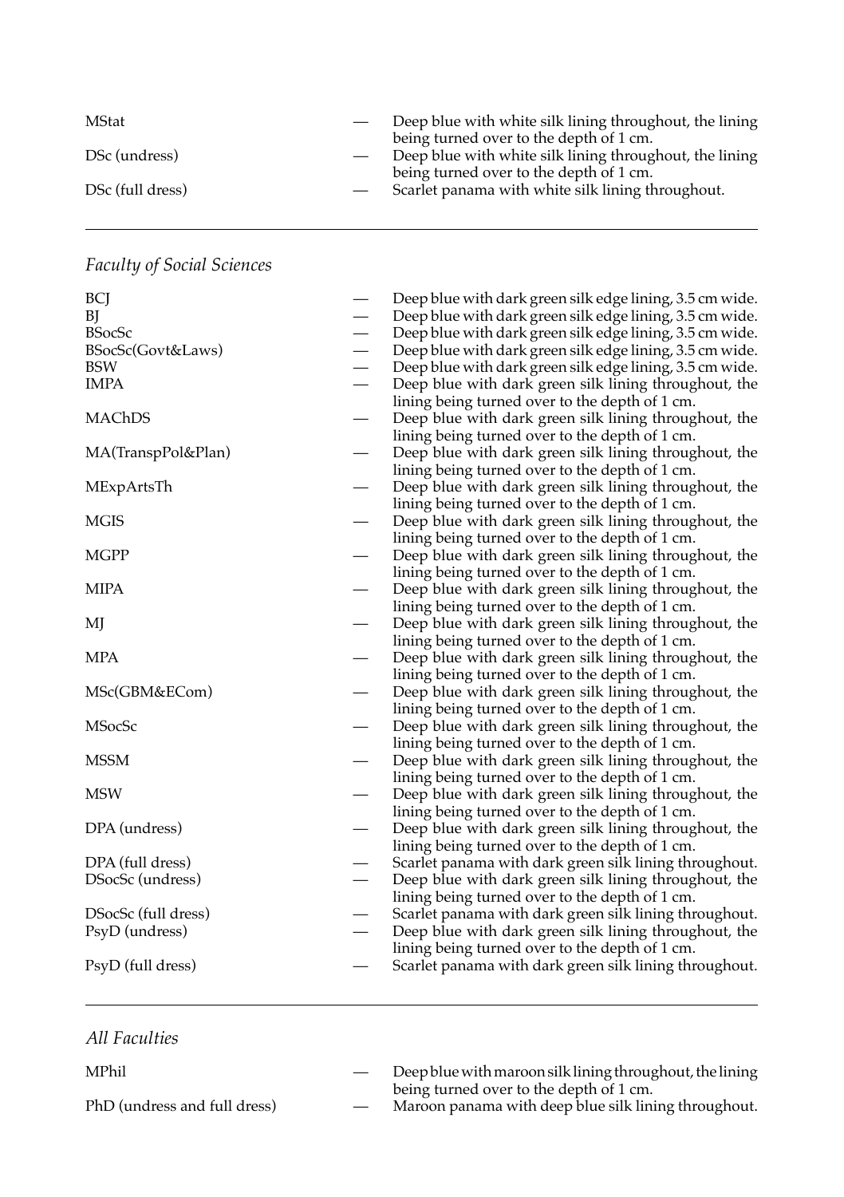| | | |
|---|---|---|
| MStat | — | Deep blue with white silk lining throughout, the lining being turned over to the depth of 1 cm. |
| DSc (undress) | — | Deep blue with white silk lining throughout, the lining being turned over to the depth of 1 cm. |
| DSc (full dress) | — | Scarlet panama with white silk lining throughout. |

---

## *Faculty of Social Sciences*

| | | |
|---|---|---|
| BCJ | — | Deep blue with dark green silk edge lining, 3.5 cm wide. |
| BJ | — | Deep blue with dark green silk edge lining, 3.5 cm wide. |
| BSocSc | — | Deep blue with dark green silk edge lining, 3.5 cm wide. |
| BSocSc(Govt&Laws) | — | Deep blue with dark green silk edge lining, 3.5 cm wide. |
| BSW | — | Deep blue with dark green silk edge lining, 3.5 cm wide. |
| IMPA | — | Deep blue with dark green silk lining throughout, the lining being turned over to the depth of 1 cm. |
| MAChDS | — | Deep blue with dark green silk lining throughout, the lining being turned over to the depth of 1 cm. |
| MA(TranspPol&Plan) | — | Deep blue with dark green silk lining throughout, the lining being turned over to the depth of 1 cm. |
| MExpArtsTh | — | Deep blue with dark green silk lining throughout, the lining being turned over to the depth of 1 cm. |
| MGIS | — | Deep blue with dark green silk lining throughout, the lining being turned over to the depth of 1 cm. |
| MGPP | — | Deep blue with dark green silk lining throughout, the lining being turned over to the depth of 1 cm. |
| MIPA | — | Deep blue with dark green silk lining throughout, the lining being turned over to the depth of 1 cm. |
| MJ | — | Deep blue with dark green silk lining throughout, the lining being turned over to the depth of 1 cm. |
| MPA | — | Deep blue with dark green silk lining throughout, the lining being turned over to the depth of 1 cm. |
| MSc(GBM&ECom) | — | Deep blue with dark green silk lining throughout, the lining being turned over to the depth of 1 cm. |
| MSocSc | — | Deep blue with dark green silk lining throughout, the lining being turned over to the depth of 1 cm. |
| MSSM | — | Deep blue with dark green silk lining throughout, the lining being turned over to the depth of 1 cm. |
| MSW | — | Deep blue with dark green silk lining throughout, the lining being turned over to the depth of 1 cm. |
| DPA (undress) | — | Deep blue with dark green silk lining throughout, the lining being turned over to the depth of 1 cm. |
| DPA (full dress) | — | Scarlet panama with dark green silk lining throughout. |
| DSocSc (undress) | — | Deep blue with dark green silk lining throughout, the lining being turned over to the depth of 1 cm. |
| DSocSc (full dress) | — | Scarlet panama with dark green silk lining throughout. |
| PsyD (undress) | — | Deep blue with dark green silk lining throughout, the lining being turned over to the depth of 1 cm. |
| PsyD (full dress) | — | Scarlet panama with dark green silk lining throughout. |

---

## *All Faculties*

| | | |
|---|---|---|
| MPhil | — | Deep blue with maroon silk lining throughout, the lining being turned over to the depth of 1 cm. |
| PhD (undress and full dress) | — | Maroon panama with deep blue silk lining throughout. |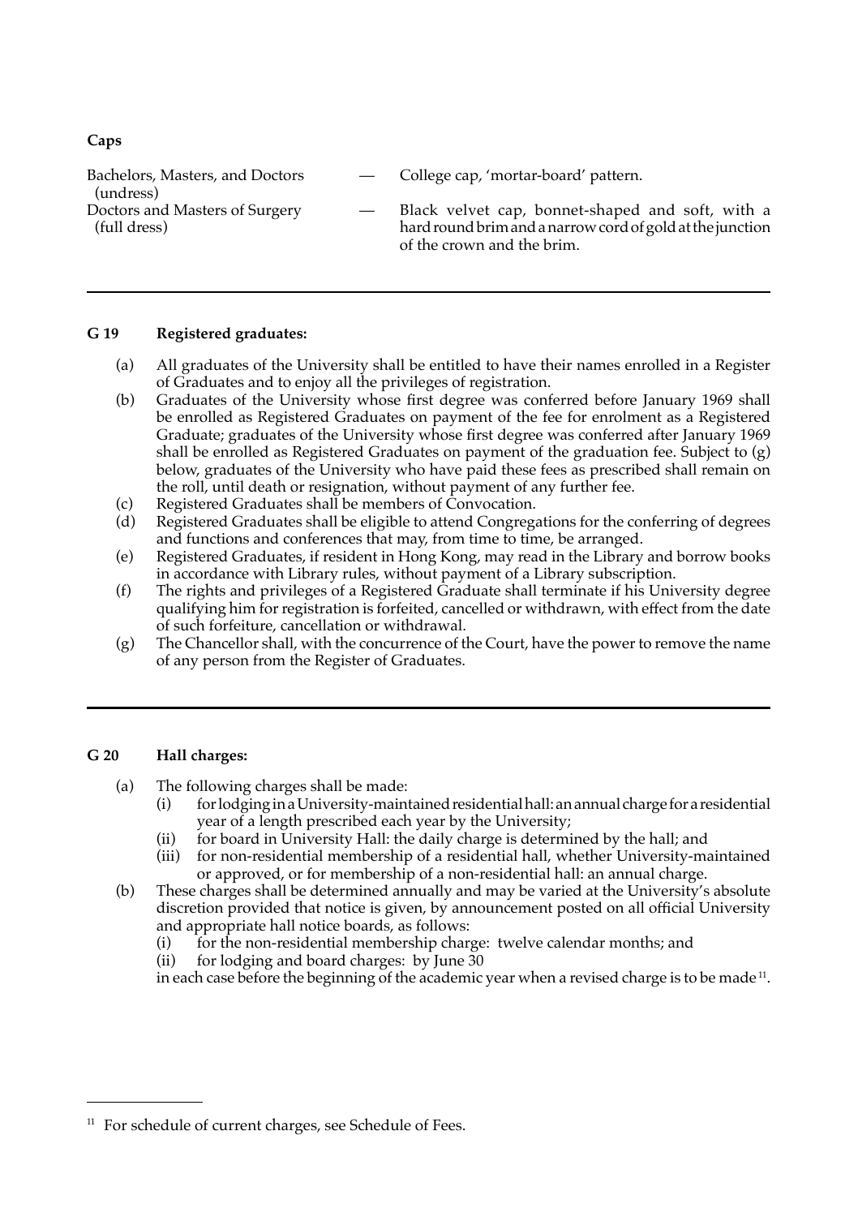**Caps**

| | | |
|---|---|---|
| Bachelors, Masters, and Doctors (undress) | — | College cap, 'mortar-board' pattern. |
| Doctors and Masters of Surgery (full dress) | — | Black velvet cap, bonnet-shaped and soft, with a hard round brim and a narrow cord of gold at the junction of the crown and the brim. |

---

**G 19 Registered graduates:**

(a) All graduates of the University shall be entitled to have their names enrolled in a Register of Graduates and to enjoy all the privileges of registration.

(b) Graduates of the University whose first degree was conferred before January 1969 shall be enrolled as Registered Graduates on payment of the fee for enrolment as a Registered Graduate; graduates of the University whose first degree was conferred after January 1969 shall be enrolled as Registered Graduates on payment of the graduation fee. Subject to (g) below, graduates of the University who have paid these fees as prescribed shall remain on the roll, until death or resignation, without payment of any further fee.

(c) Registered Graduates shall be members of Convocation.

(d) Registered Graduates shall be eligible to attend Congregations for the conferring of degrees and functions and conferences that may, from time to time, be arranged.

(e) Registered Graduates, if resident in Hong Kong, may read in the Library and borrow books in accordance with Library rules, without payment of a Library subscription.

(f) The rights and privileges of a Registered Graduate shall terminate if his University degree qualifying him for registration is forfeited, cancelled or withdrawn, with effect from the date of such forfeiture, cancellation or withdrawal.

(g) The Chancellor shall, with the concurrence of the Court, have the power to remove the name of any person from the Register of Graduates.

---

**G 20 Hall charges:**

(a) The following charges shall be made:
  (i) for lodging in a University-maintained residential hall: an annual charge for a residential year of a length prescribed each year by the University;
  (ii) for board in University Hall: the daily charge is determined by the hall; and
  (iii) for non-residential membership of a residential hall, whether University-maintained or approved, or for membership of a non-residential hall: an annual charge.

(b) These charges shall be determined annually and may be varied at the University's absolute discretion provided that notice is given, by announcement posted on all official University and appropriate hall notice boards, as follows:
  (i) for the non-residential membership charge: twelve calendar months; and
  (ii) for lodging and board charges: by June 30

  in each case before the beginning of the academic year when a revised charge is to be made [11].

---

[11] For schedule of current charges, see Schedule of Fees.